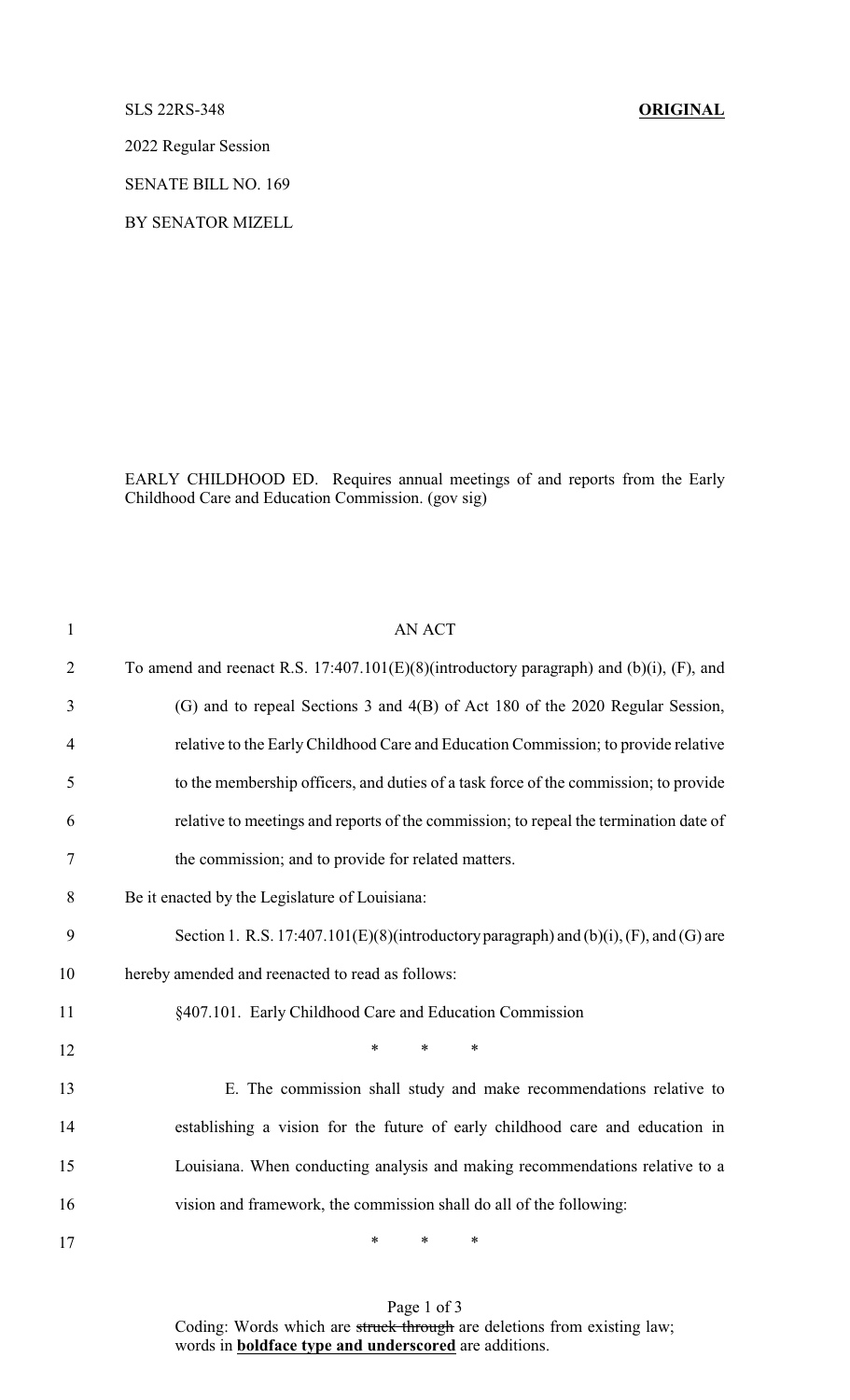SLS 22RS-348 **ORIGINAL**

2022 Regular Session

SENATE BILL NO. 169

BY SENATOR MIZELL

EARLY CHILDHOOD ED. Requires annual meetings of and reports from the Early Childhood Care and Education Commission. (gov sig)

AN ACT

To amend and reenact R.S. 17:407.101(E)(8)(introductory paragraph) and (b)(i), (F), and (G) and to repeal Sections 3 and 4(B) of Act 180 of the 2020 Regular Session, relative to the Early Childhood Care and Education Commission; to provide relative to the membership officers, and duties of a task force of the commission; to provide relative to meetings and reports of the commission; to repeal the termination date of the commission; and to provide for related matters.

Be it enacted by the Legislature of Louisiana:

Section 1. R.S. 17:407.101(E)(8)(introductory paragraph) and (b)(i), (F), and (G) are hereby amended and reenacted to read as follows:

§407.101. Early Childhood Care and Education Commission

\* \* \*

E. The commission shall study and make recommendations relative to establishing a vision for the future of early childhood care and education in Louisiana. When conducting analysis and making recommendations relative to a vision and framework, the commission shall do all of the following:

\* \* \*

Coding: Words which are ~~struck through~~ are deletions from existing law; words in **boldface type and underscored** are additions.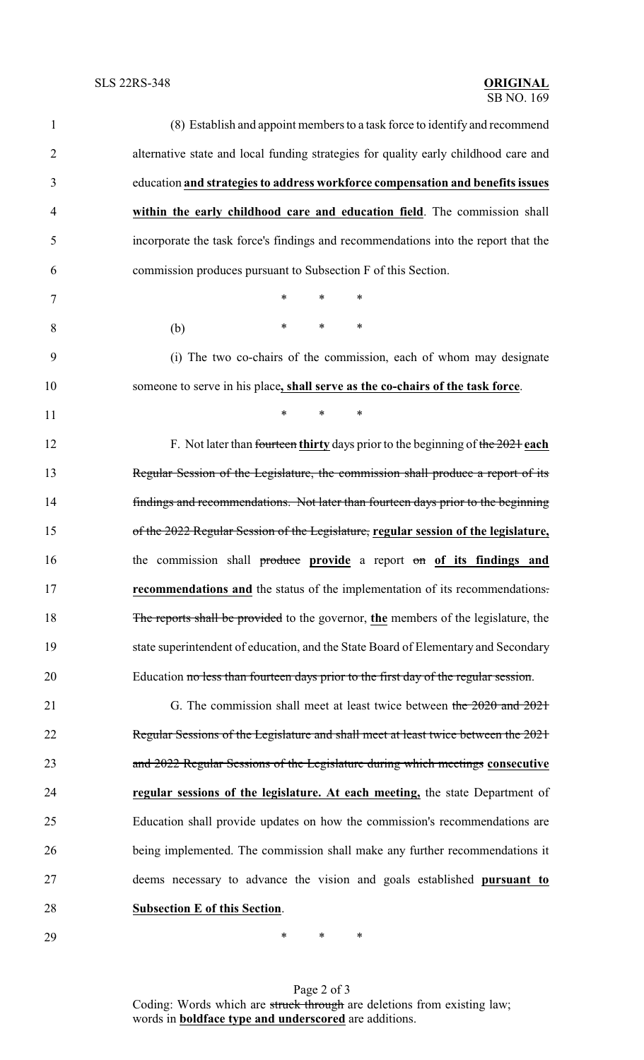(8) Establish and appoint members to a task force to identify and recommend alternative state and local funding strategies for quality early childhood care and education **and strategies to address workforce compensation and benefits issues within the early childhood care and education field**. The commission shall incorporate the task force's findings and recommendations into the report that the commission produces pursuant to Subsection F of this Section.

\* \* \*

(b) \* \* \*

(i) The two co-chairs of the commission, each of whom may designate someone to serve in his place**, shall serve as the co-chairs of the task force**.

\* \* \*

F. Not later than ~~fourteen~~ **thirty** days prior to the beginning of ~~the 2021~~ **each** ~~Regular Session of the Legislature, the commission shall produce a report of its findings and recommendations. Not later than fourteen days prior to the beginning of the 2022 Regular Session of the Legislature,~~ **regular session of the legislature,** the commission shall ~~produce~~ **provide** a report ~~on~~ **of its findings and recommendations and** the status of the implementation of its recommendations~~. The reports shall be provided~~ to the governor, **the** members of the legislature, the state superintendent of education, and the State Board of Elementary and Secondary Education ~~no less than fourteen days prior to the first day of the regular session~~.

G. The commission shall meet at least twice between ~~the 2020 and 2021 Regular Sessions of the Legislature and shall meet at least twice between the 2021 and 2022 Regular Sessions of the Legislature during which meetings~~ **consecutive regular sessions of the legislature. At each meeting,** the state Department of Education shall provide updates on how the commission's recommendations are being implemented. The commission shall make any further recommendations it deems necessary to advance the vision and goals established **pursuant to Subsection E of this Section**.

\* \* \*

Coding: Words which are ~~struck through~~ are deletions from existing law; words in **boldface type and underscored** are additions.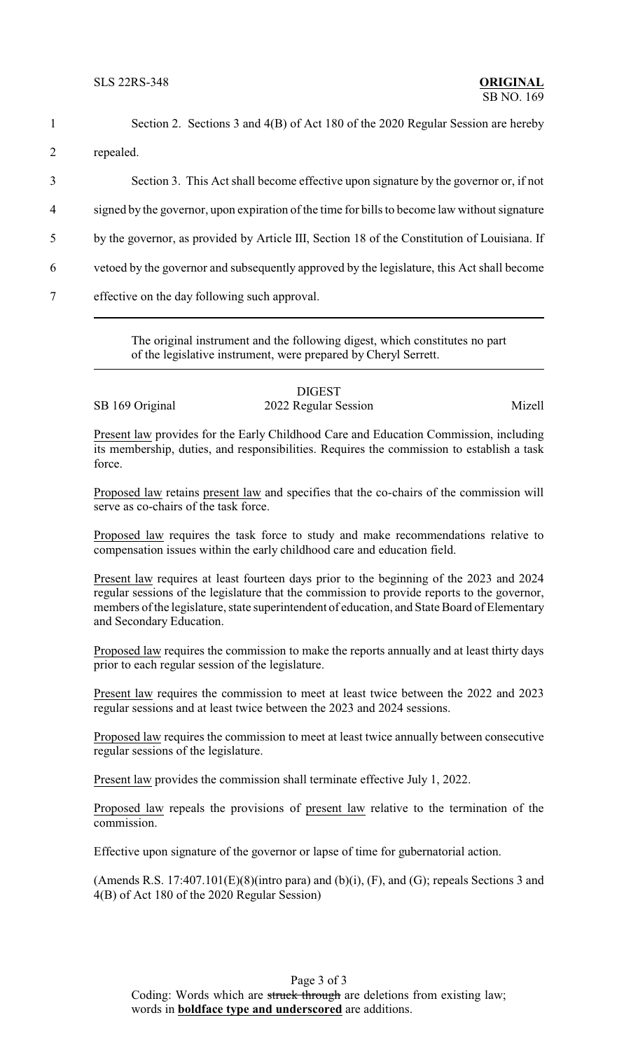Section 2. Sections 3 and 4(B) of Act 180 of the 2020 Regular Session are hereby repealed.

Section 3. This Act shall become effective upon signature by the governor or, if not signed by the governor, upon expiration of the time for bills to become law without signature by the governor, as provided by Article III, Section 18 of the Constitution of Louisiana. If vetoed by the governor and subsequently approved by the legislature, this Act shall become effective on the day following such approval.

The original instrument and the following digest, which constitutes no part of the legislative instrument, were prepared by Cheryl Serrett.

DIGEST

SB 169 Original 2022 Regular Session Mizell

Present law provides for the Early Childhood Care and Education Commission, including its membership, duties, and responsibilities. Requires the commission to establish a task force.

Proposed law retains present law and specifies that the co-chairs of the commission will serve as co-chairs of the task force.

Proposed law requires the task force to study and make recommendations relative to compensation issues within the early childhood care and education field.

Present law requires at least fourteen days prior to the beginning of the 2023 and 2024 regular sessions of the legislature that the commission to provide reports to the governor, members of the legislature, state superintendent of education, and State Board of Elementary and Secondary Education.

Proposed law requires the commission to make the reports annually and at least thirty days prior to each regular session of the legislature.

Present law requires the commission to meet at least twice between the 2022 and 2023 regular sessions and at least twice between the 2023 and 2024 sessions.

Proposed law requires the commission to meet at least twice annually between consecutive regular sessions of the legislature.

Present law provides the commission shall terminate effective July 1, 2022.

Proposed law repeals the provisions of present law relative to the termination of the commission.

Effective upon signature of the governor or lapse of time for gubernatorial action.

(Amends R.S. 17:407.101(E)(8)(intro para) and (b)(i), (F), and (G); repeals Sections 3 and 4(B) of Act 180 of the 2020 Regular Session)

Coding: Words which are ~~struck through~~ are deletions from existing law; words in **boldface type and underscored** are additions.